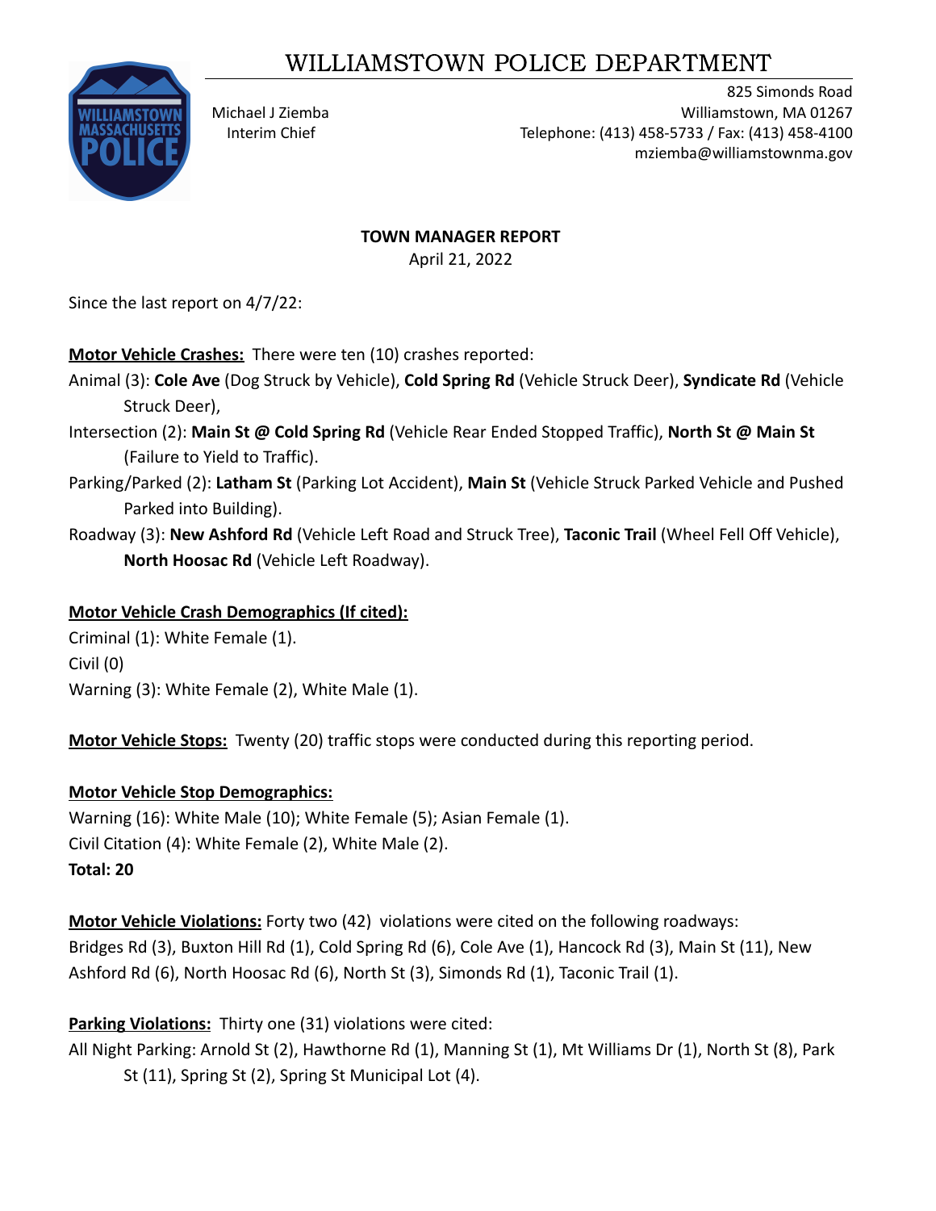# WILLIAMSTOWN POLICE DEPARTMENT

Michael J Ziemba
Interim Chief

825 Simonds Road
Williamstown, MA 01267
Telephone: (413) 458-5733 / Fax: (413) 458-4100
mziemba@williamstownma.gov

**TOWN MANAGER REPORT**
April 21, 2022

Since the last report on 4/7/22:

**Motor Vehicle Crashes:** There were ten (10) crashes reported:

Animal (3): **Cole Ave** (Dog Struck by Vehicle), **Cold Spring Rd** (Vehicle Struck Deer), **Syndicate Rd** (Vehicle Struck Deer),

Intersection (2): **Main St @ Cold Spring Rd** (Vehicle Rear Ended Stopped Traffic), **North St @ Main St** (Failure to Yield to Traffic).

Parking/Parked (2): **Latham St** (Parking Lot Accident), **Main St** (Vehicle Struck Parked Vehicle and Pushed Parked into Building).

Roadway (3): **New Ashford Rd** (Vehicle Left Road and Struck Tree), **Taconic Trail** (Wheel Fell Off Vehicle), **North Hoosac Rd** (Vehicle Left Roadway).

**Motor Vehicle Crash Demographics (If cited):**

Criminal (1): White Female (1).
Civil (0)
Warning (3): White Female (2), White Male (1).

**Motor Vehicle Stops:** Twenty (20) traffic stops were conducted during this reporting period.

**Motor Vehicle Stop Demographics:**

Warning (16): White Male (10); White Female (5); Asian Female (1).
Civil Citation (4): White Female (2), White Male (2).
**Total: 20**

**Motor Vehicle Violations:** Forty two (42) violations were cited on the following roadways:
Bridges Rd (3), Buxton Hill Rd (1), Cold Spring Rd (6), Cole Ave (1), Hancock Rd (3), Main St (11), New Ashford Rd (6), North Hoosac Rd (6), North St (3), Simonds Rd (1), Taconic Trail (1).

**Parking Violations:** Thirty one (31) violations were cited:

All Night Parking: Arnold St (2), Hawthorne Rd (1), Manning St (1), Mt Williams Dr (1), North St (8), Park St (11), Spring St (2), Spring St Municipal Lot (4).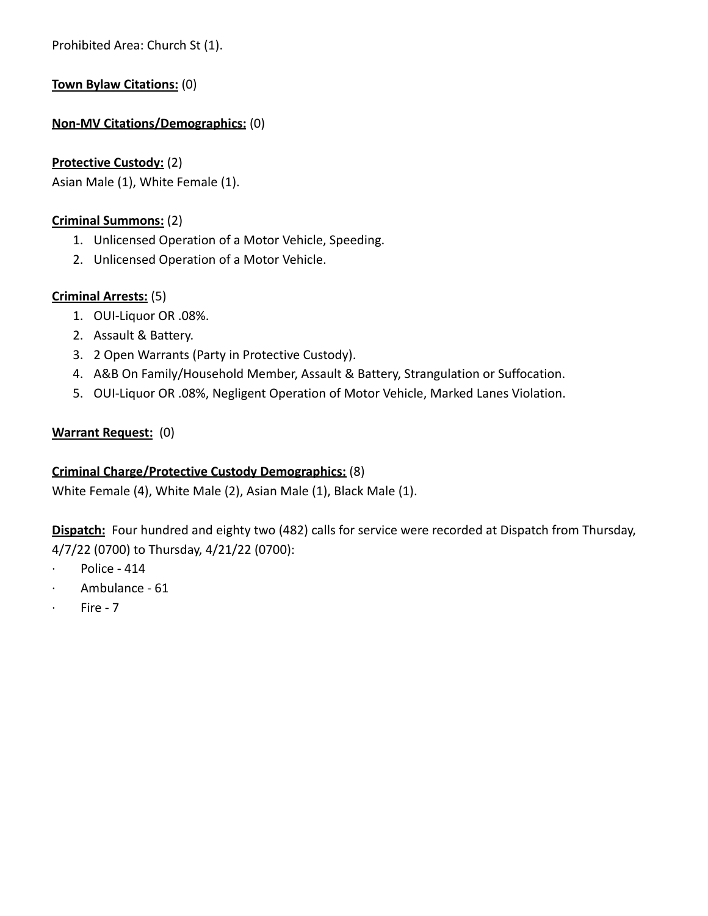Prohibited Area: Church St (1).

**Town Bylaw Citations:** (0)

**Non-MV Citations/Demographics:** (0)

**Protective Custody:** (2)
Asian Male (1), White Female (1).

**Criminal Summons:** (2)

1. Unlicensed Operation of a Motor Vehicle, Speeding.
2. Unlicensed Operation of a Motor Vehicle.

**Criminal Arrests:** (5)

1. OUI-Liquor OR .08%.
2. Assault & Battery.
3. 2 Open Warrants (Party in Protective Custody).
4. A&B On Family/Household Member, Assault & Battery, Strangulation or Suffocation.
5. OUI-Liquor OR .08%, Negligent Operation of Motor Vehicle, Marked Lanes Violation.

**Warrant Request:** (0)

**Criminal Charge/Protective Custody Demographics:** (8)
White Female (4), White Male (2), Asian Male (1), Black Male (1).

**Dispatch:** Four hundred and eighty two (482) calls for service were recorded at Dispatch from Thursday, 4/7/22 (0700) to Thursday, 4/21/22 (0700):

- Police - 414
- Ambulance - 61
- Fire - 7